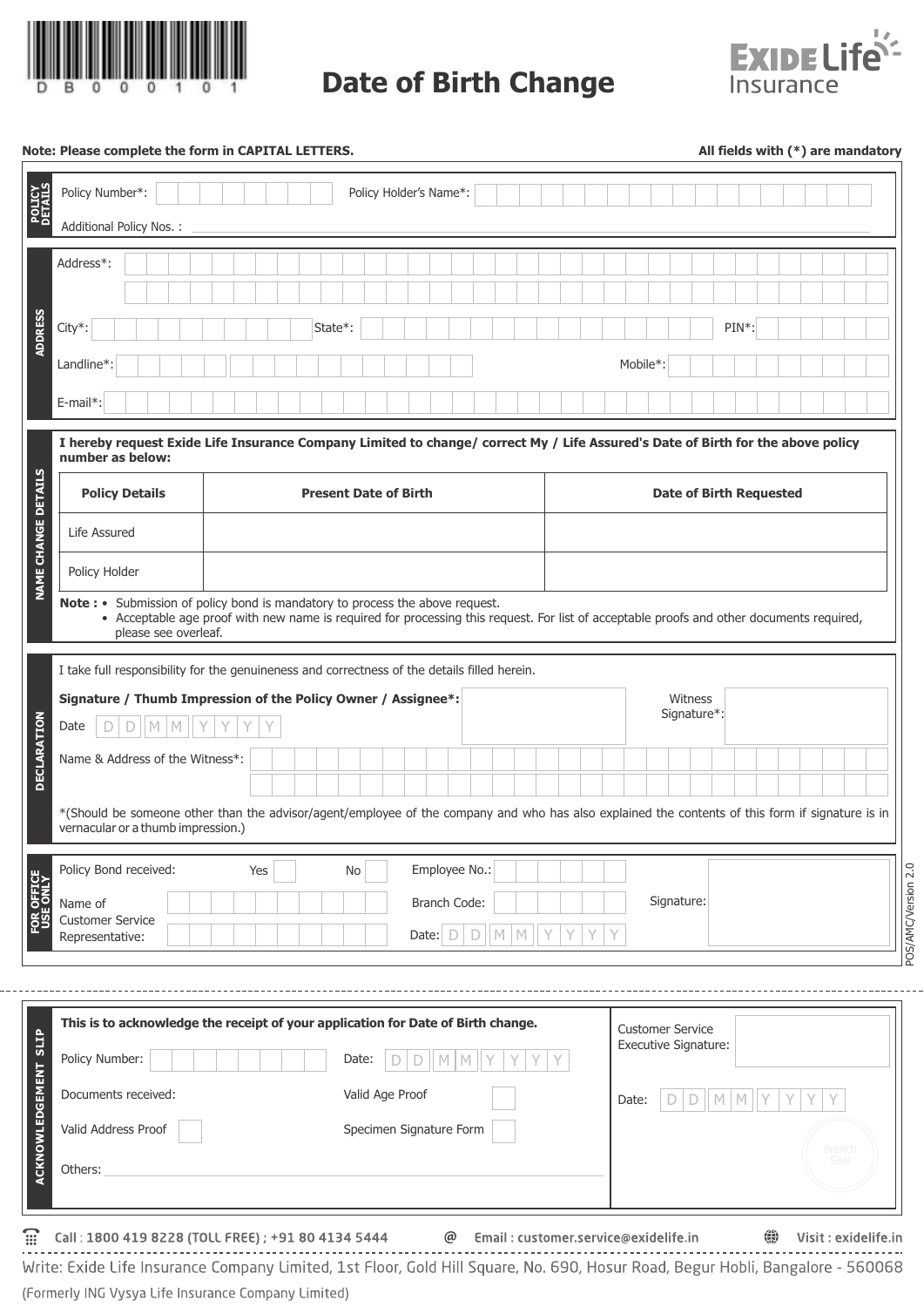DB000101

# Date of Birth Change

EXIDE Life Insurance

**Note: Please complete the form in CAPITAL LETTERS.** **All fields with (*) are mandatory**

## POLICY DETAILS

Policy Number*: 

Policy Holder's Name*: 

Additional Policy Nos. : 

## ADDRESS

Address*: 

City*: 

State*: 

PIN*: 

Landline*: 

Mobile*: 

E-mail*: 

## NAME CHANGE DETAILS

**I hereby request Exide Life Insurance Company Limited to change/ correct My / Life Assured's Date of Birth for the above policy number as below:**

| Policy Details | Present Date of Birth | Date of Birth Requested |
|---|---|---|
| Life Assured | | |
| Policy Holder | | |

**Note :**
- Submission of policy bond is mandatory to process the above request.
- Acceptable age proof with new name is required for processing this request. For list of acceptable proofs and other documents required, please see overleaf.

## DECLARATION

I take full responsibility for the genuineness and correctness of the details filled herein.

**Signature / Thumb Impression of the Policy Owner / Assignee*:** 

Witness Signature*: 

Date D D M M Y Y Y Y

Name & Address of the Witness*: 

*(Should be someone other than the advisor/agent/employee of the company and who has also explained the contents of this form if signature is in vernacular or a thumb impression.)

## FOR OFFICE USE ONLY

Policy Bond received: Yes ☐ No ☐

Employee No.: 

Name of Customer Service Representative: 

Branch Code: 

Date: D D M M Y Y Y Y

Signature: 

POS/AMC/Version 2.0

---

## ACKNOWLEDGEMENT SLIP

**This is to acknowledge the receipt of your application for Date of Birth change.**

Policy Number: 

Date: D D M M Y Y Y Y

Documents received:

Valid Age Proof ☐

Valid Address Proof ☐

Specimen Signature Form ☐

Others: 

Customer Service Executive Signature: 

Date: D D M M Y Y Y Y

Branch Seal

Call : 1800 419 8228 (TOLL FREE) ; +91 80 4134 5444 | Email : customer.service@exidelife.in | Visit : exidelife.in

Write: Exide Life Insurance Company Limited, 1st Floor, Gold Hill Square, No. 690, Hosur Road, Begur Hobli, Bangalore - 560068

(Formerly ING Vysya Life Insurance Company Limited)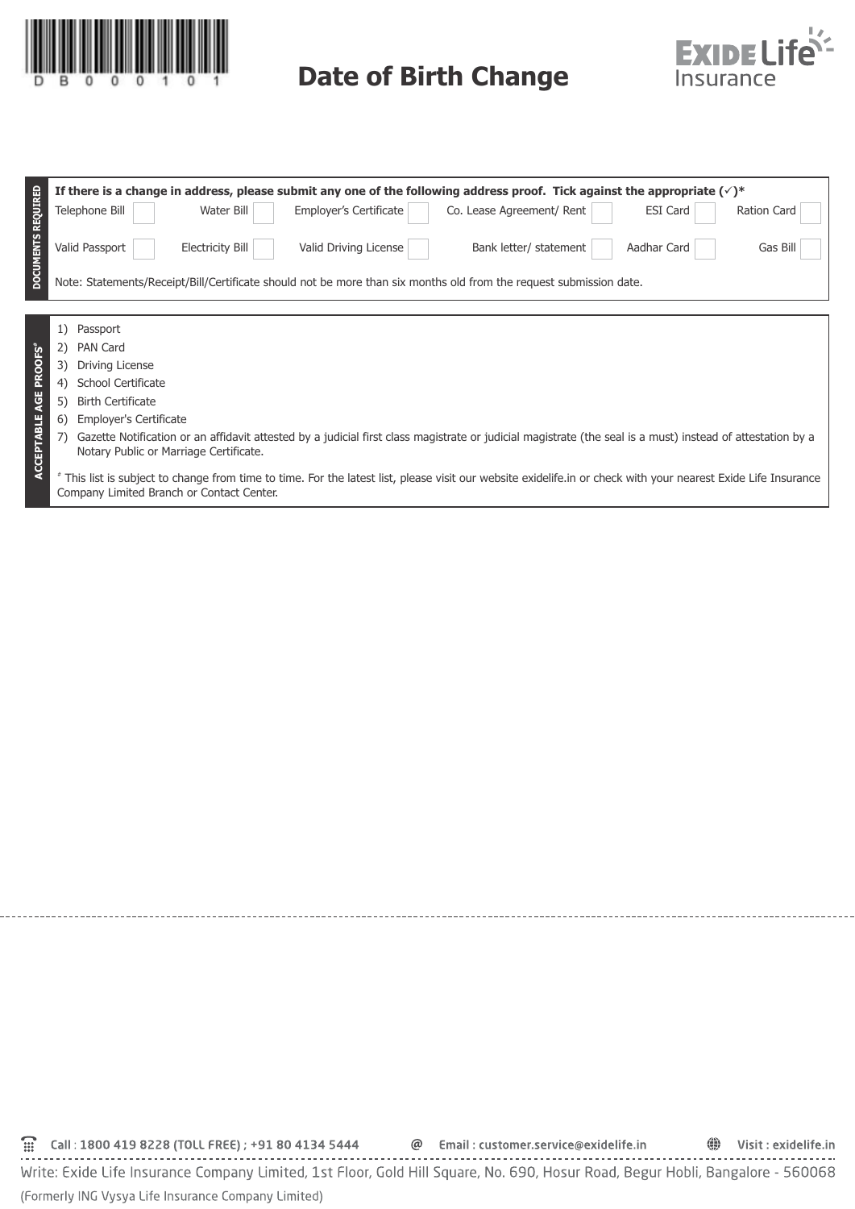DB000101

# Date of Birth Change

Exide Life Insurance

## DOCUMENTS REQUIRED

**If there is a change in address, please submit any one of the following address proof. Tick against the appropriate (✓)***

| | | | | | |
|---|---|---|---|---|---|
| Telephone Bill ☐ | Water Bill ☐ | Employer's Certificate ☐ | Co. Lease Agreement/ Rent ☐ | ESI Card ☐ | Ration Card ☐ |
| Valid Passport ☐ | Electricity Bill ☐ | Valid Driving License ☐ | Bank letter/ statement ☐ | Aadhar Card ☐ | Gas Bill ☐ |

Note: Statements/Receipt/Bill/Certificate should not be more than six months old from the request submission date.

## ACCEPTABLE AGE PROOFS#

1) Passport
2) PAN Card
3) Driving License
4) School Certificate
5) Birth Certificate
6) Employer's Certificate
7) Gazette Notification or an affidavit attested by a judicial first class magistrate or judicial magistrate (the seal is a must) instead of attestation by a Notary Public or Marriage Certificate.

# This list is subject to change from time to time. For the latest list, please visit our website exidelife.in or check with your nearest Exide Life Insurance Company Limited Branch or Contact Center.

Call : 1800 419 8228 (TOLL FREE) ; +91 80 4134 5444 | Email : customer.service@exidelife.in | Visit : exidelife.in

Write: Exide Life Insurance Company Limited, 1st Floor, Gold Hill Square, No. 690, Hosur Road, Begur Hobli, Bangalore - 560068

(Formerly ING Vysya Life Insurance Company Limited)